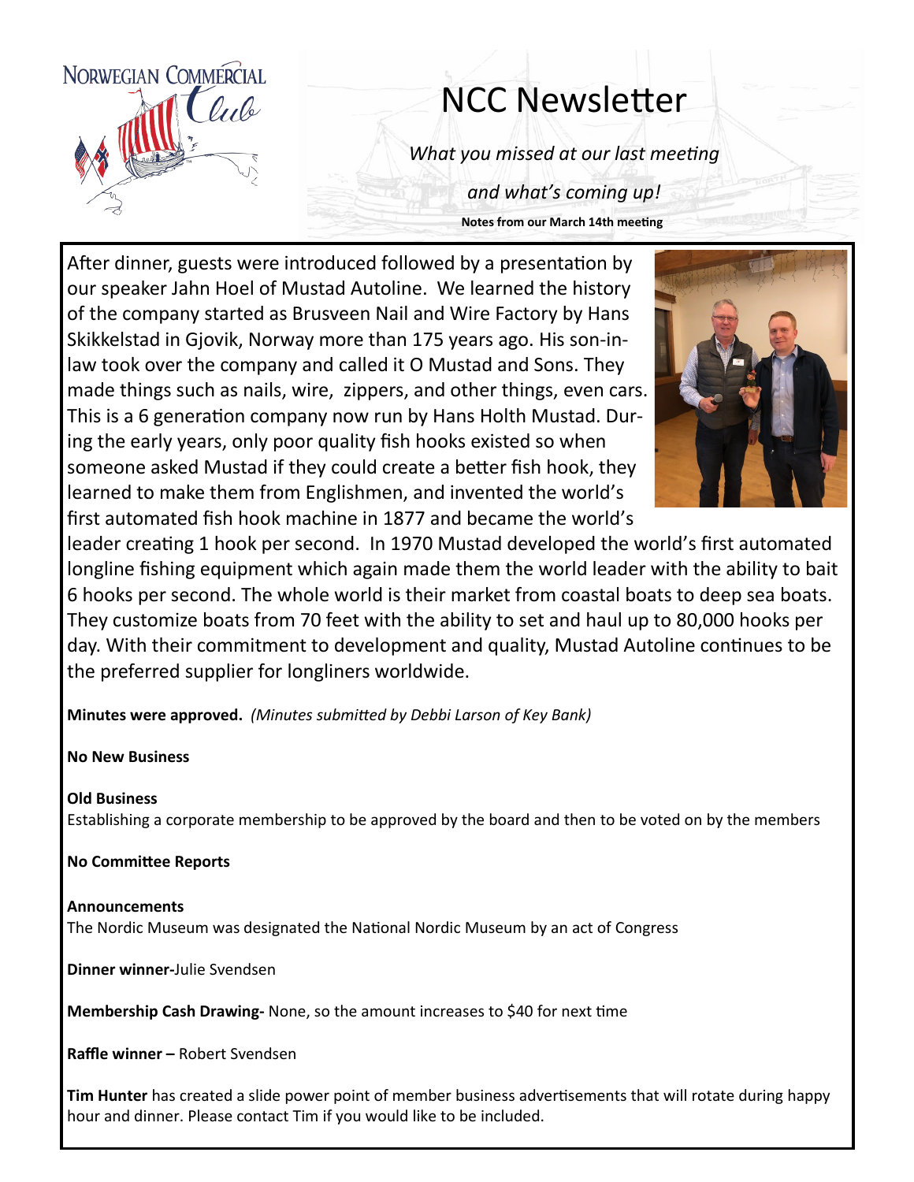NORWEGIAN COMMERCIAL Club

# NCC Newsletter

*What you missed at our last meeting*

*and what's coming up!*

**Notes from our March 14th meeting**

After dinner, guests were introduced followed by a presentation by our speaker Jahn Hoel of Mustad Autoline. We learned the history of the company started as Brusveen Nail and Wire Factory by Hans Skikkelstad in Gjovik, Norway more than 175 years ago. His son-in-law took over the company and called it O Mustad and Sons. They made things such as nails, wire, zippers, and other things, even cars. This is a 6 generation company now run by Hans Holth Mustad. During the early years, only poor quality fish hooks existed so when someone asked Mustad if they could create a better fish hook, they learned to make them from Englishmen, and invented the world's first automated fish hook machine in 1877 and became the world's leader creating 1 hook per second. In 1970 Mustad developed the world's first automated longline fishing equipment which again made them the world leader with the ability to bait 6 hooks per second. The whole world is their market from coastal boats to deep sea boats. They customize boats from 70 feet with the ability to set and haul up to 80,000 hooks per day. With their commitment to development and quality, Mustad Autoline continues to be the preferred supplier for longliners worldwide.

**Minutes were approved.** *(Minutes submitted by Debbi Larson of Key Bank)*

**No New Business**

**Old Business**
Establishing a corporate membership to be approved by the board and then to be voted on by the members

**No Committee Reports**

**Announcements**
The Nordic Museum was designated the National Nordic Museum by an act of Congress

**Dinner winner-**Julie Svendsen

**Membership Cash Drawing-** None, so the amount increases to $40 for next time

**Raffle winner –** Robert Svendsen

**Tim Hunter** has created a slide power point of member business advertisements that will rotate during happy hour and dinner. Please contact Tim if you would like to be included.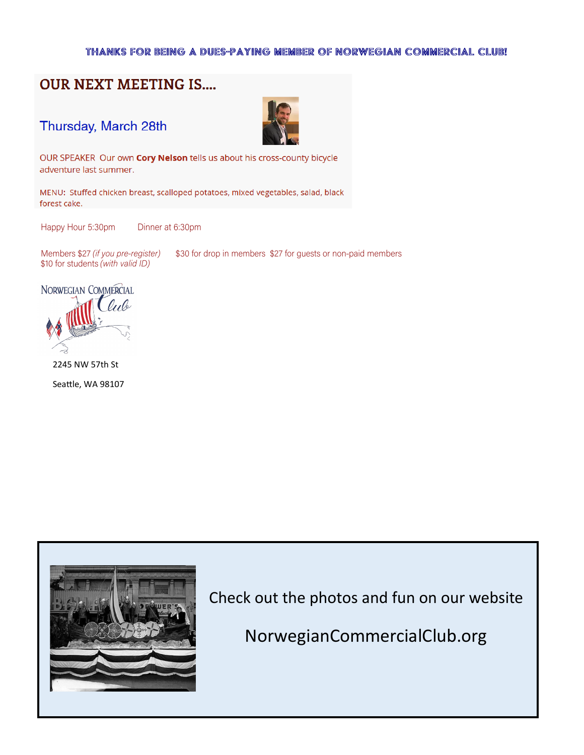THANKS FOR BEING A DUES-PAYING MEMBER OF NORWEGIAN COMMERCIAL CLUB!

## OUR NEXT MEETING IS....

### Thursday, March 28th

OUR SPEAKER Our own **Cory Nelson** tells us about his cross-county bicycle adventure last summer.

MENU: Stuffed chicken breast, scalloped potatoes, mixed vegetables, salad, black forest cake.

Happy Hour 5:30pm    Dinner at 6:30pm

Members $27 *(if you pre-register)*    $30 for drop in members  $27 for guests or non-paid members
$10 for students *(with valid ID)*

NORWEGIAN COMMERCIAL Club

2245 NW 57th St

Seattle, WA 98107

Check out the photos and fun on our website

NorwegianCommercialClub.org